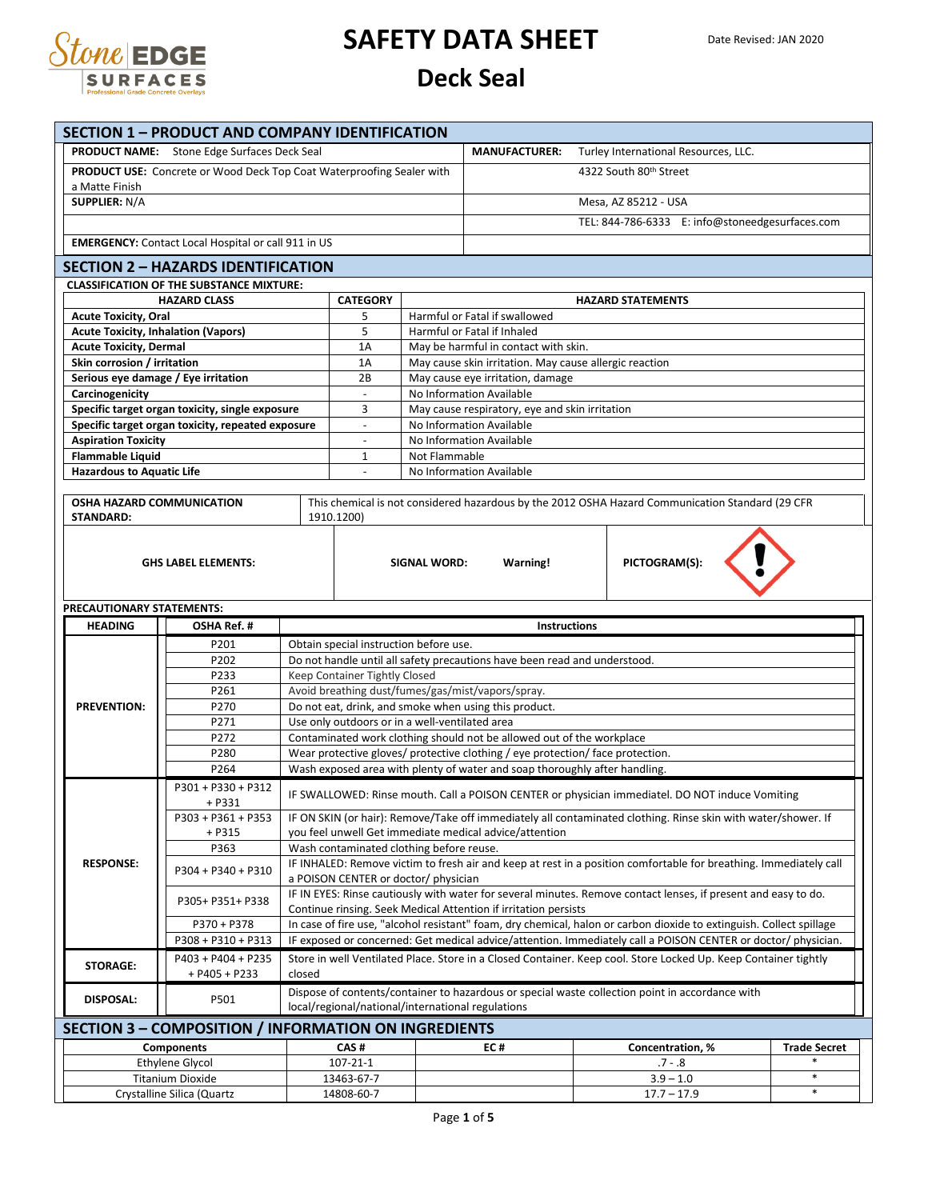# SAFETY DATA SHEET

## Deck Seal

Date Revised: JAN 2020

## SECTION 1 – PRODUCT AND COMPANY IDENTIFICATION

| | |
|---|---|
| **PRODUCT NAME:** Stone Edge Surfaces Deck Seal | **MANUFACTURER:** Turley International Resources, LLC. |
| **PRODUCT USE:** Concrete or Wood Deck Top Coat Waterproofing Sealer with a Matte Finish | 4322 South 80th Street |
| **SUPPLIER:** N/A | Mesa, AZ 85212 - USA |
| | TEL: 844-786-6333 E: info@stoneedgesurfaces.com |
| **EMERGENCY:** Contact Local Hospital or call 911 in US | |

## SECTION 2 – HAZARDS IDENTIFICATION

**CLASSIFICATION OF THE SUBSTANCE MIXTURE:**

| HAZARD CLASS | CATEGORY | HAZARD STATEMENTS |
|---|---|---|
| **Acute Toxicity, Oral** | 5 | Harmful or Fatal if swallowed |
| **Acute Toxicity, Inhalation (Vapors)** | 5 | Harmful or Fatal if Inhaled |
| **Acute Toxicity, Dermal** | 1A | May be harmful in contact with skin. |
| **Skin corrosion / irritation** | 1A | May cause skin irritation. May cause allergic reaction |
| **Serious eye damage / Eye irritation** | 2B | May cause eye irritation, damage |
| **Carcinogenicity** | - | No Information Available |
| **Specific target organ toxicity, single exposure** | 3 | May cause respiratory, eye and skin irritation |
| **Specific target organ toxicity, repeated exposure** | - | No Information Available |
| **Aspiration Toxicity** | - | No Information Available |
| **Flammable Liquid** | 1 | Not Flammable |
| **Hazardous to Aquatic Life** | - | No Information Available |

| | |
|---|---|
| **OSHA HAZARD COMMUNICATION STANDARD:** | This chemical is not considered hazardous by the 2012 OSHA Hazard Communication Standard (29 CFR 1910.1200) |

| | | |
|---|---|---|
| **GHS LABEL ELEMENTS:** | **SIGNAL WORD:** **Warning!** | **PICTOGRAM(S):** |

**PRECAUTIONARY STATEMENTS:**

| HEADING | OSHA Ref. # | Instructions |
|---|---|---|
| **PREVENTION:** | P201 | Obtain special instruction before use. |
| | P202 | Do not handle until all safety precautions have been read and understood. |
| | P233 | Keep Container Tightly Closed |
| | P261 | Avoid breathing dust/fumes/gas/mist/vapors/spray. |
| | P270 | Do not eat, drink, and smoke when using this product. |
| | P271 | Use only outdoors or in a well-ventilated area |
| | P272 | Contaminated work clothing should not be allowed out of the workplace |
| | P280 | Wear protective gloves/ protective clothing / eye protection/ face protection. |
| | P264 | Wash exposed area with plenty of water and soap thoroughly after handling. |
| **RESPONSE:** | P301 + P330 + P312 + P331 | IF SWALLOWED: Rinse mouth. Call a POISON CENTER or physician immediatel. DO NOT induce Vomiting |
| | P303 + P361 + P353 + P315 | IF ON SKIN (or hair): Remove/Take off immediately all contaminated clothing. Rinse skin with water/shower. If you feel unwell Get immediate medical advice/attention |
| | P363 | Wash contaminated clothing before reuse. |
| | P304 + P340 + P310 | IF INHALED: Remove victim to fresh air and keep at rest in a position comfortable for breathing. Immediately call a POISON CENTER or doctor/ physician |
| | P305+ P351+ P338 | IF IN EYES: Rinse cautiously with water for several minutes. Remove contact lenses, if present and easy to do. Continue rinsing. Seek Medical Attention if irritation persists |
| | P370 + P378 | In case of fire use, "alcohol resistant" foam, dry chemical, halon or carbon dioxide to extinguish. Collect spillage |
| | P308 + P310 + P313 | IF exposed or concerned: Get medical advice/attention. Immediately call a POISON CENTER or doctor/ physician. |
| **STORAGE:** | P403 + P404 + P235 + P405 + P233 | Store in well Ventilated Place. Store in a Closed Container. Keep cool. Store Locked Up. Keep Container tightly closed |
| **DISPOSAL:** | P501 | Dispose of contents/container to hazardous or special waste collection point in accordance with local/regional/national/international regulations |

## SECTION 3 – COMPOSITION / INFORMATION ON INGREDIENTS

| Components | CAS # | EC # | Concentration, % | Trade Secret |
|---|---|---|---|---|
| Ethylene Glycol | 107-21-1 | | .7 - .8 | * |
| Titanium Dioxide | 13463-67-7 | | 3.9 – 1.0 | * |
| Crystalline Silica (Quartz | 14808-60-7 | | 17.7 – 17.9 | * |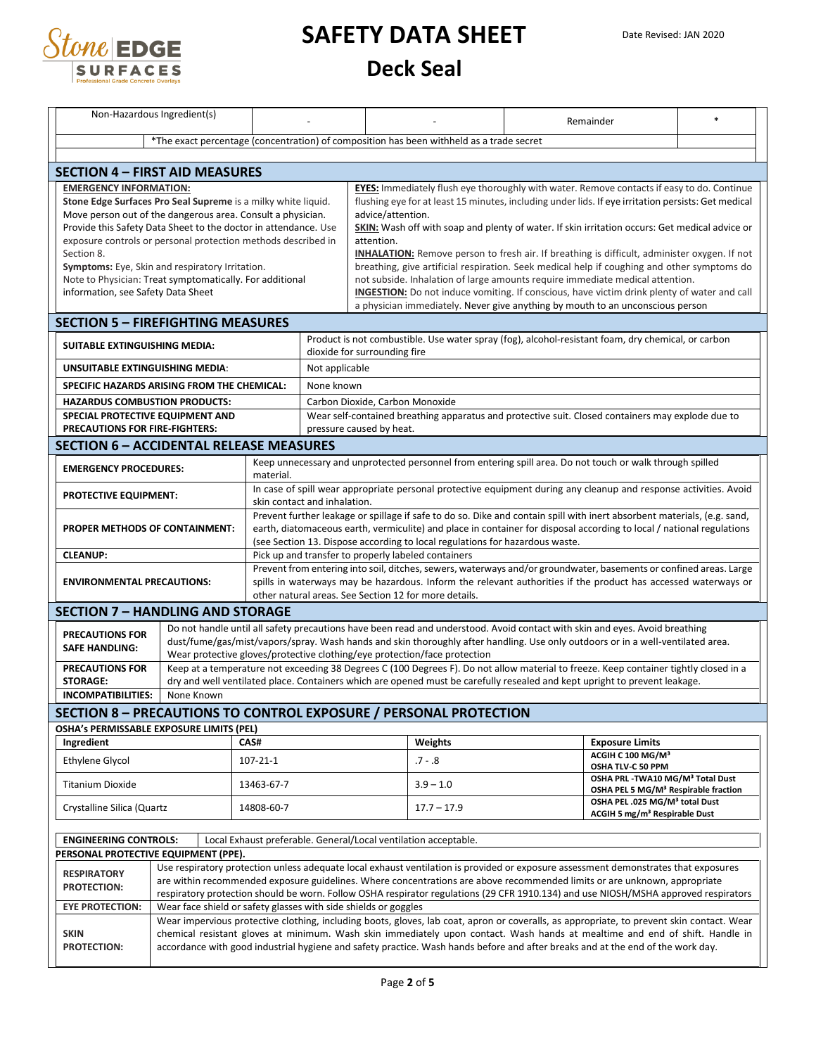| Non-Hazardous Ingredient(s) | - | - | Remainder | * |
|---|---|---|---|---|
| *The exact percentage (concentration) of composition has been withheld as a trade secret | | | | |

## SECTION 4 – FIRST AID MEASURES

**EMERGENCY INFORMATION:**
**Stone Edge Surfaces Pro Seal Supreme** is a milky white liquid. Move person out of the dangerous area. Consult a physician. Provide this Safety Data Sheet to the doctor in attendance. Use exposure controls or personal protection methods described in Section 8.
**Symptoms:** Eye, Skin and respiratory Irritation.
Note to Physician: Treat symptomatically. For additional information, see Safety Data Sheet

**EYES:** Immediately flush eye thoroughly with water. Remove contacts if easy to do. Continue flushing eye for at least 15 minutes, including under lids. If eye irritation persists: Get medical advice/attention.
**SKIN:** Wash off with soap and plenty of water. If skin irritation occurs: Get medical advice or attention.
**INHALATION:** Remove person to fresh air. If breathing is difficult, administer oxygen. If not breathing, give artificial respiration. Seek medical help if coughing and other symptoms do not subside. Inhalation of large amounts require immediate medical attention.
**INGESTION:** Do not induce vomiting. If conscious, have victim drink plenty of water and call a physician immediately. Never give anything by mouth to an unconscious person

## SECTION 5 – FIREFIGHTING MEASURES

| | |
|---|---|
| **SUITABLE EXTINGUISHING MEDIA:** | Product is not combustible. Use water spray (fog), alcohol-resistant foam, dry chemical, or carbon dioxide for surrounding fire |
| **UNSUITABLE EXTINGUISHING MEDIA:** | Not applicable |
| **SPECIFIC HAZARDS ARISING FROM THE CHEMICAL:** | None known |
| **HAZARDUS COMBUSTION PRODUCTS:** | Carbon Dioxide, Carbon Monoxide |
| **SPECIAL PROTECTIVE EQUIPMENT AND PRECAUTIONS FOR FIRE-FIGHTERS:** | Wear self-contained breathing apparatus and protective suit. Closed containers may explode due to pressure caused by heat. |

## SECTION 6 – ACCIDENTAL RELEASE MEASURES

| | |
|---|---|
| **EMERGENCY PROCEDURES:** | Keep unnecessary and unprotected personnel from entering spill area. Do not touch or walk through spilled material. |
| **PROTECTIVE EQUIPMENT:** | In case of spill wear appropriate personal protective equipment during any cleanup and response activities. Avoid skin contact and inhalation. |
| **PROPER METHODS OF CONTAINMENT:** | Prevent further leakage or spillage if safe to do so. Dike and contain spill with inert absorbent materials, (e.g. sand, earth, diatomaceous earth, vermiculite) and place in container for disposal according to local / national regulations (see Section 13. Dispose according to local regulations for hazardous waste. |
| **CLEANUP:** | Pick up and transfer to properly labeled containers |
| **ENVIRONMENTAL PRECAUTIONS:** | Prevent from entering into soil, ditches, sewers, waterways and/or groundwater, basements or confined areas. Large spills in waterways may be hazardous. Inform the relevant authorities if the product has accessed waterways or other natural areas. See Section 12 for more details. |

## SECTION 7 – HANDLING AND STORAGE

| | |
|---|---|
| **PRECAUTIONS FOR SAFE HANDLING:** | Do not handle until all safety precautions have been read and understood. Avoid contact with skin and eyes. Avoid breathing dust/fume/gas/mist/vapors/spray. Wash hands and skin thoroughly after handling. Use only outdoors or in a well-ventilated area. Wear protective gloves/protective clothing/eye protection/face protection |
| **PRECAUTIONS FOR STORAGE:** | Keep at a temperature not exceeding 38 Degrees C (100 Degrees F). Do not allow material to freeze. Keep container tightly closed in a dry and well ventilated place. Containers which are opened must be carefully resealed and kept upright to prevent leakage. |
| **INCOMPATIBILITIES:** | None Known |

## SECTION 8 – PRECAUTIONS TO CONTROL EXPOSURE / PERSONAL PROTECTION

**OSHA's PERMISSABLE EXPOSURE LIMITS (PEL)**

| Ingredient | CAS# | Weights | Exposure Limits |
|---|---|---|---|
| Ethylene Glycol | 107-21-1 | .7 - .8 | **ACGIH C 100 MG/M³**<br>**OSHA TLV-C 50 PPM** |
| Titanium Dioxide | 13463-67-7 | 3.9 – 1.0 | **OSHA PRL -TWA10 MG/M³ Total Dust**<br>**OSHA PEL 5 MG/M³ Respirable fraction** |
| Crystalline Silica (Quartz | 14808-60-7 | 17.7 – 17.9 | **OSHA PEL .025 MG/M³ total Dust**<br>**ACGIH 5 mg/m³ Respirable Dust** |

| | |
|---|---|
| **ENGINEERING CONTROLS:** | Local Exhaust preferable. General/Local ventilation acceptable. |

**PERSONAL PROTECTIVE EQUIPMENT (PPE).**

| | |
|---|---|
| **RESPIRATORY PROTECTION:** | Use respiratory protection unless adequate local exhaust ventilation is provided or exposure assessment demonstrates that exposures are within recommended exposure guidelines. Where concentrations are above recommended limits or are unknown, appropriate respiratory protection should be worn. Follow OSHA respirator regulations (29 CFR 1910.134) and use NIOSH/MSHA approved respirators |
| **EYE PROTECTION:** | Wear face shield or safety glasses with side shields or goggles |
| **SKIN PROTECTION:** | Wear impervious protective clothing, including boots, gloves, lab coat, apron or coveralls, as appropriate, to prevent skin contact. Wear chemical resistant gloves at minimum. Wash skin immediately upon contact. Wash hands at mealtime and end of shift. Handle in accordance with good industrial hygiene and safety practice. Wash hands before and after breaks and at the end of the work day. |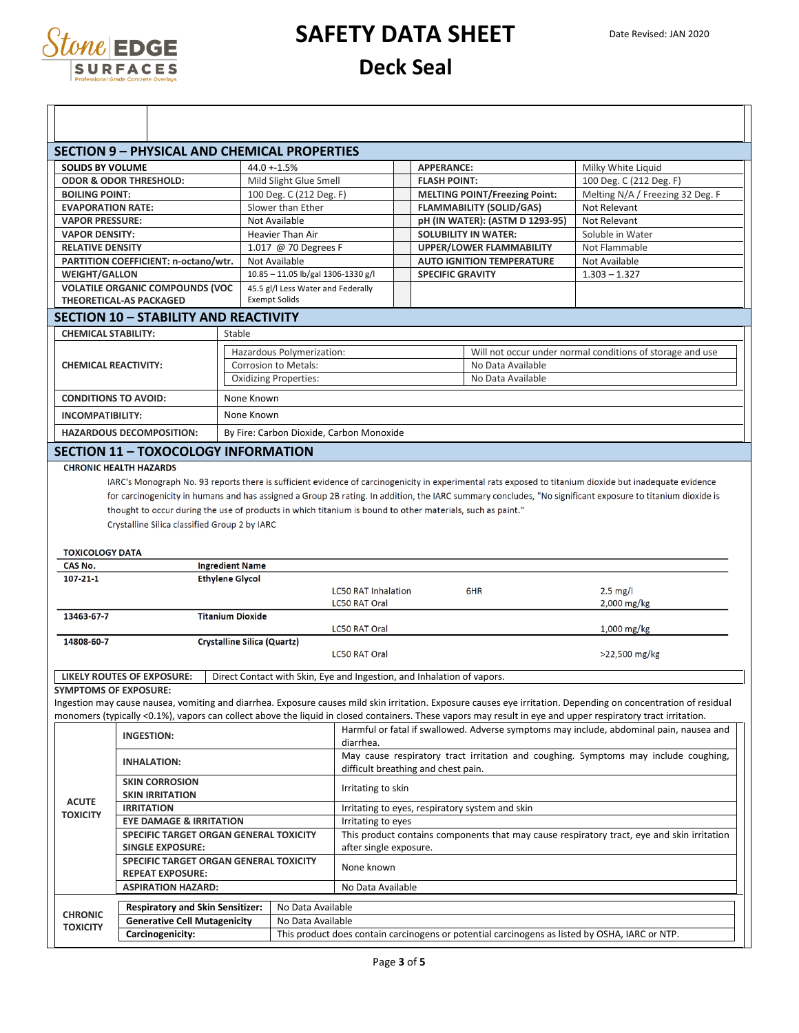# SAFETY DATA SHEET

## Deck Seal

Date Revised: JAN 2020

## SECTION 9 – PHYSICAL AND CHEMICAL PROPERTIES

| | | | |
|---|---|---|---|
| **SOLIDS BY VOLUME** | 44.0 +-1.5% | **APPERANCE:** | Milky White Liquid |
| **ODOR & ODOR THRESHOLD:** | Mild Slight Glue Smell | **FLASH POINT:** | 100 Deg. C (212 Deg. F) |
| **BOILING POINT:** | 100 Deg. C (212 Deg. F) | **MELTING POINT/Freezing Point:** | Melting N/A / Freezing 32 Deg. F |
| **EVAPORATION RATE:** | Slower than Ether | **FLAMMABILITY (SOLID/GAS)** | Not Relevant |
| **VAPOR PRESSURE:** | Not Available | **pH (IN WATER): (ASTM D 1293-95)** | Not Relevant |
| **VAPOR DENSITY:** | Heavier Than Air | **SOLUBILITY IN WATER:** | Soluble in Water |
| **RELATIVE DENSITY** | 1.017 @ 70 Degrees F | **UPPER/LOWER FLAMMABILITY** | Not Flammable |
| **PARTITION COEFFICIENT: n-octano/wtr.** | Not Available | **AUTO IGNITION TEMPERATURE** | Not Available |
| **WEIGHT/GALLON** | 10.85 – 11.05 lb/gal 1306-1330 g/l | **SPECIFIC GRAVITY** | 1.303 – 1.327 |
| **VOLATILE ORGANIC COMPOUNDS (VOC THEORETICAL-AS PACKAGED** | 45.5 gl/l Less Water and Federally Exempt Solids | | |

## SECTION 10 – STABILITY AND REACTIVITY

| | | |
|---|---|---|
| **CHEMICAL STABILITY:** | Stable | |
| **CHEMICAL REACTIVITY:** | Hazardous Polymerization: | Will not occur under normal conditions of storage and use |
| | Corrosion to Metals: | No Data Available |
| | Oxidizing Properties: | No Data Available |
| **CONDITIONS TO AVOID:** | None Known | |
| **INCOMPATIBILITY:** | None Known | |
| **HAZARDOUS DECOMPOSITION:** | By Fire: Carbon Dioxide, Carbon Monoxide | |

## SECTION 11 – TOXOCOLOGY INFORMATION

**CHRONIC HEALTH HAZARDS**

IARC's Monograph No. 93 reports there is sufficient evidence of carcinogenicity in experimental rats exposed to titanium dioxide but inadequate evidence for carcinogenicity in humans and has assigned a Group 2B rating. In addition, the IARC summary concludes, "No significant exposure to titanium dioxide is thought to occur during the use of products in which titanium is bound to other materials, such as paint."
Crystalline Silica classified Group 2 by IARC

**TOXICOLOGY DATA**

| CAS No. | Ingredient Name | | | |
|---|---|---|---|---|
| 107-21-1 | Ethylene Glycol | | | |
| | | LC50 RAT Inhalation | 6HR | 2.5 mg/l |
| | | LC50 RAT Oral | | 2,000 mg/kg |
| 13463-67-7 | Titanium Dioxide | | | |
| | | LC50 RAT Oral | | 1,000 mg/kg |
| 14808-60-7 | Crystalline Silica (Quartz) | | | |
| | | LC50 RAT Oral | | >22,500 mg/kg |

| | |
|---|---|
| **LIKELY ROUTES OF EXPOSURE:** | Direct Contact with Skin, Eye and Ingestion, and Inhalation of vapors. |

**SYMPTOMS OF EXPOSURE:**

Ingestion may cause nausea, vomiting and diarrhea. Exposure causes mild skin irritation. Exposure causes eye irritation. Depending on concentration of residual monomers (typically <0.1%), vapors can collect above the liquid in closed containers. These vapors may result in eye and upper respiratory tract irritation.

| | | |
|---|---|---|
| **ACUTE TOXICITY** | **INGESTION:** | Harmful or fatal if swallowed. Adverse symptoms may include, abdominal pain, nausea and diarrhea. |
| | **INHALATION:** | May cause respiratory tract irritation and coughing. Symptoms may include coughing, difficult breathing and chest pain. |
| | **SKIN CORROSION SKIN IRRITATION** | Irritating to skin |
| | **IRRITATION** | Irritating to eyes, respiratory system and skin |
| | **EYE DAMAGE & IRRITATION** | Irritating to eyes |
| | **SPECIFIC TARGET ORGAN GENERAL TOXICITY SINGLE EXPOSURE:** | This product contains components that may cause respiratory tract, eye and skin irritation after single exposure. |
| | **SPECIFIC TARGET ORGAN GENERAL TOXICITY REPEAT EXPOSURE:** | None known |
| | **ASPIRATION HAZARD:** | No Data Available |

| | | |
|---|---|---|
| **CHRONIC TOXICITY** | **Respiratory and Skin Sensitizer:** | No Data Available |
| | **Generative Cell Mutagenicity** | No Data Available |
| | **Carcinogenicity:** | This product does contain carcinogens or potential carcinogens as listed by OSHA, IARC or NTP. |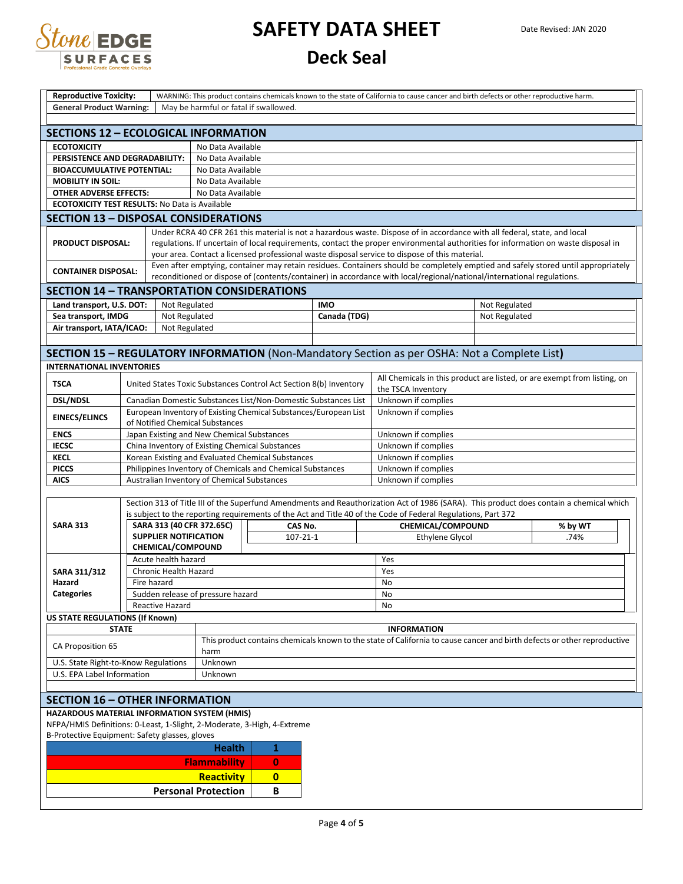| | |
|---|---|
| **Reproductive Toxicity:** | WARNING: This product contains chemicals known to the state of California to cause cancer and birth defects or other reproductive harm. |
| **General Product Warning:** | May be harmful or fatal if swallowed. |

## SECTIONS 12 – ECOLOGICAL INFORMATION

| | |
|---|---|
| **ECOTOXICITY** | No Data Available |
| **PERSISTENCE AND DEGRADABILITY:** | No Data Available |
| **BIOACCUMULATIVE POTENTIAL:** | No Data Available |
| **MOBILITY IN SOIL:** | No Data Available |
| **OTHER ADVERSE EFFECTS:** | No Data Available |

**ECOTOXICITY TEST RESULTS:** No Data is Available

## SECTION 13 – DISPOSAL CONSIDERATIONS

| | |
|---|---|
| **PRODUCT DISPOSAL:** | Under RCRA 40 CFR 261 this material is not a hazardous waste. Dispose of in accordance with all federal, state, and local regulations. If uncertain of local requirements, contact the proper environmental authorities for information on waste disposal in your area. Contact a licensed professional waste disposal service to dispose of this material. |
| **CONTAINER DISPOSAL:** | Even after emptying, container may retain residues. Containers should be completely emptied and safely stored until appropriately reconditioned or dispose of (contents/container) in accordance with local/regional/national/international regulations. |

## SECTION 14 – TRANSPORTATION CONSIDERATIONS

| | | | |
|---|---|---|---|
| **Land transport, U.S. DOT:** | Not Regulated | **IMO** | Not Regulated |
| **Sea transport, IMDG** | Not Regulated | **Canada (TDG)** | Not Regulated |
| **Air transport, IATA/ICAO:** | Not Regulated | | |

## SECTION 15 – REGULATORY INFORMATION (Non-Mandatory Section as per OSHA: Not a Complete List)

**INTERNATIONAL INVENTORIES**

| | | |
|---|---|---|
| **TSCA** | United States Toxic Substances Control Act Section 8(b) Inventory | All Chemicals in this product are listed, or are exempt from listing, on the TSCA Inventory |
| **DSL/NDSL** | Canadian Domestic Substances List/Non-Domestic Substances List | Unknown if complies |
| **EINECS/ELINCS** | European Inventory of Existing Chemical Substances/European List of Notified Chemical Substances | Unknown if complies |
| **ENCS** | Japan Existing and New Chemical Substances | Unknown if complies |
| **IECSC** | China Inventory of Existing Chemical Substances | Unknown if complies |
| **KECL** | Korean Existing and Evaluated Chemical Substances | Unknown if complies |
| **PICCS** | Philippines Inventory of Chemicals and Chemical Substances | Unknown if complies |
| **AICS** | Australian Inventory of Chemical Substances | Unknown if complies |

**SARA 313**

Section 313 of Title III of the Superfund Amendments and Reauthorization Act of 1986 (SARA). This product does contain a chemical which is subject to the reporting requirements of the Act and Title 40 of the Code of Federal Regulations, Part 372

| SARA 313 (40 CFR 372.65C) SUPPLIER NOTIFICATION CHEMICAL/COMPOUND | CAS No. | CHEMICAL/COMPOUND | % by WT |
|---|---|---|---|
| | 107-21-1 | Ethylene Glycol | .74% |

**SARA 311/312 Hazard Categories**

| | |
|---|---|
| Acute health hazard | Yes |
| Chronic Health Hazard | Yes |
| Fire hazard | No |
| Sudden release of pressure hazard | No |
| Reactive Hazard | No |

**US STATE REGULATIONS (If Known)**

| STATE | INFORMATION |
|---|---|
| CA Proposition 65 | This product contains chemicals known to the state of California to cause cancer and birth defects or other reproductive harm |
| U.S. State Right-to-Know Regulations | Unknown |
| U.S. EPA Label Information | Unknown |

## SECTION 16 – OTHER INFORMATION

**HAZARDOUS MATERIAL INFORMATION SYSTEM (HMIS)**

NFPA/HMIS Definitions: 0-Least, 1-Slight, 2-Moderate, 3-High, 4-Extreme

B-Protective Equipment: Safety glasses, gloves

| | |
|---|---|
| **Health** | **1** |
| **Flammability** | **0** |
| **Reactivity** | **0** |
| **Personal Protection** | **B** |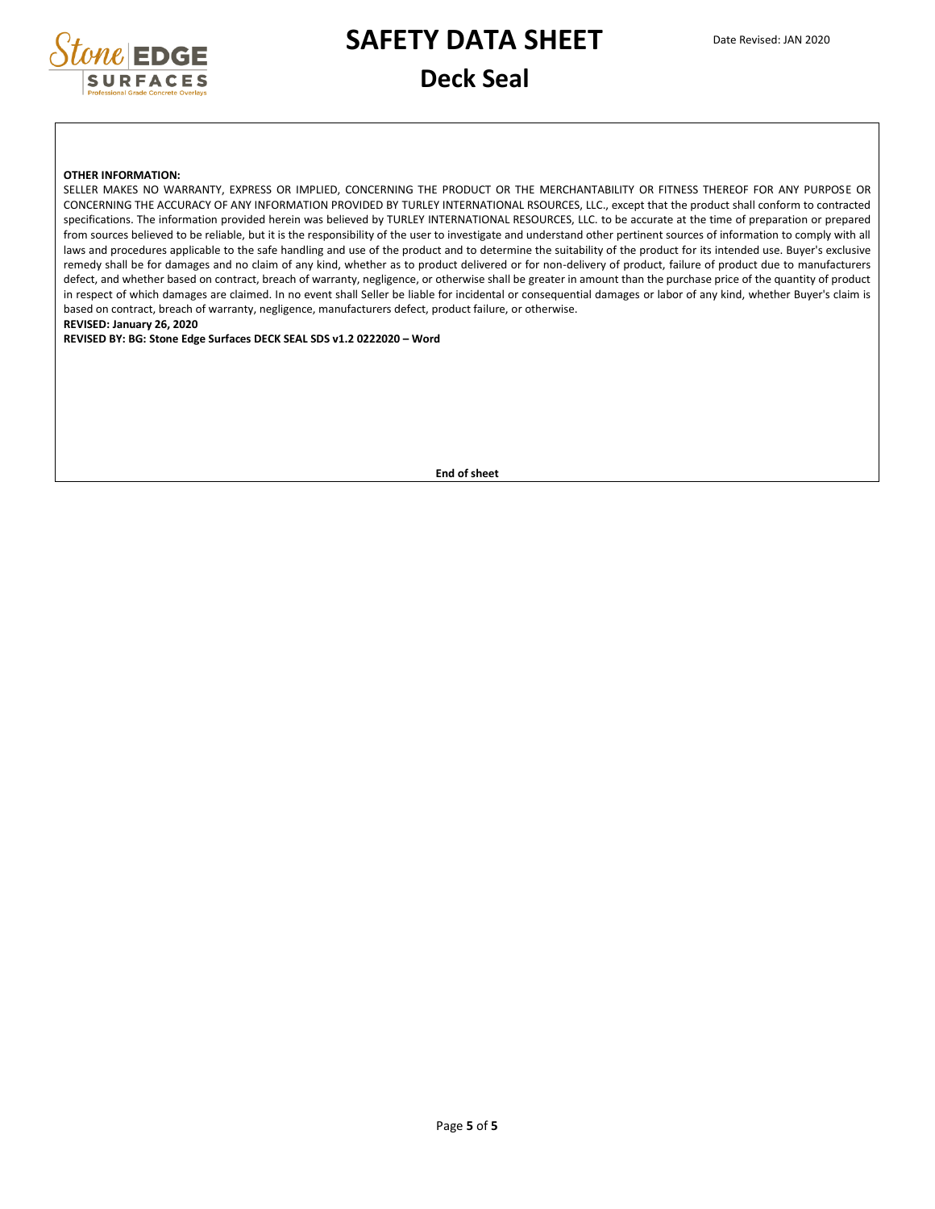**OTHER INFORMATION:**

SELLER MAKES NO WARRANTY, EXPRESS OR IMPLIED, CONCERNING THE PRODUCT OR THE MERCHANTABILITY OR FITNESS THEREOF FOR ANY PURPOSE OR CONCERNING THE ACCURACY OF ANY INFORMATION PROVIDED BY TURLEY INTERNATIONAL RSOURCES, LLC., except that the product shall conform to contracted specifications. The information provided herein was believed by TURLEY INTERNATIONAL RESOURCES, LLC. to be accurate at the time of preparation or prepared from sources believed to be reliable, but it is the responsibility of the user to investigate and understand other pertinent sources of information to comply with all laws and procedures applicable to the safe handling and use of the product and to determine the suitability of the product for its intended use. Buyer's exclusive remedy shall be for damages and no claim of any kind, whether as to product delivered or for non-delivery of product, failure of product due to manufacturers defect, and whether based on contract, breach of warranty, negligence, or otherwise shall be greater in amount than the purchase price of the quantity of product in respect of which damages are claimed. In no event shall Seller be liable for incidental or consequential damages or labor of any kind, whether Buyer's claim is based on contract, breach of warranty, negligence, manufacturers defect, product failure, or otherwise.

**REVISED: January 26, 2020**

**REVISED BY: BG: Stone Edge Surfaces DECK SEAL SDS v1.2 0222020 – Word**

**End of sheet**